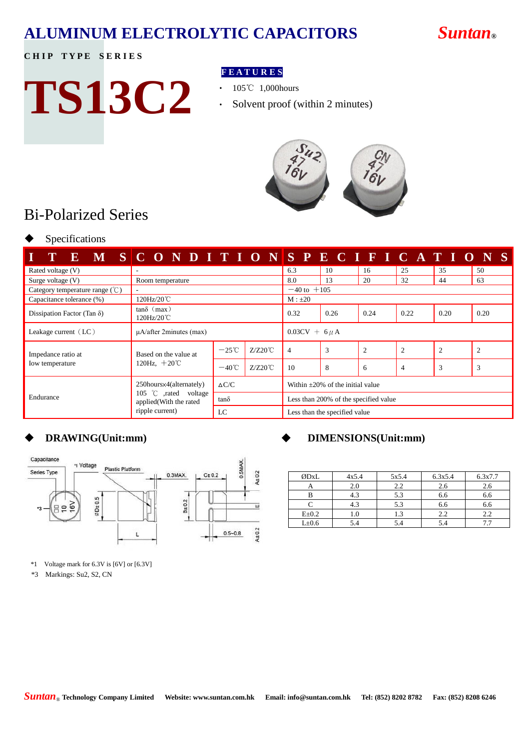# ALUMINUM ELECTROLYTIC CAPACITORS

**Suntan®**

CHIP TYPE SERIES

# TS13C2

**FEATURES**

- 105℃ 1,000hours
- Solvent proof (within 2 minutes)

## Bi-Polarized Series

### ◆ Specifications

| ITEMS | CONDITION | | | SPECIFICATIONS | | | | | |
|---|---|---|---|---|---|---|---|---|---|
| Rated voltage (V) | - | | | 6.3 | 10 | 16 | 25 | 35 | 50 |
| Surge voltage (V) | Room temperature | | | 8.0 | 13 | 20 | 32 | 44 | 63 |
| Category temperature range (℃) | - | | | −40 to +105 | | | | | |
| Capacitance tolerance (%) | 120Hz/20℃ | | | M : ±20 | | | | | |
| Dissipation Factor (Tan δ) | tanδ（max）120Hz/20℃ | | | 0.32 | 0.26 | 0.24 | 0.22 | 0.20 | 0.20 |
| Leakage current（LC） | μA/after 2minutes (max) | | | 0.03CV ＋ 6μA | | | | | |
| Impedance ratio at low temperature | Based on the value at 120Hz, +20℃ | −25℃ | Z/Z20℃ | 4 | 3 | 2 | 2 | 2 | 2 |
| | | −40℃ | Z/Z20℃ | 10 | 8 | 6 | 4 | 3 | 3 |
| Endurance | 250hoursx4(alternately) 105 ℃ ,rated voltage applied(With the rated ripple current) | ΔC/C | | Within ±20% of the initial value | | | | | |
| | | tanδ | | Less than 200% of the specified value | | | | | |
| | | LC | | Less than the specified value | | | | | |

### ◆ DRAWING(Unit:mm)

*1 Voltage mark for 6.3V is [6V] or [6.3V]

*3 Markings: Su2, S2, CN

### ◆ DIMENSIONS(Unit:mm)

| ØDxL | 4x5.4 | 5x5.4 | 6.3x5.4 | 6.3x7.7 |
|---|---|---|---|---|
| A | 2.0 | 2.2 | 2.6 | 2.6 |
| B | 4.3 | 5.3 | 6.6 | 6.6 |
| C | 4.3 | 5.3 | 6.6 | 6.6 |
| E±0.2 | 1.0 | 1.3 | 2.2 | 2.2 |
| L±0.6 | 5.4 | 5.4 | 5.4 | 7.7 |

Suntan® Technology Company Limited  Website: www.suntan.com.hk  Email: info@suntan.com.hk  Tel: (852) 8202 8782  Fax: (852) 8208 6246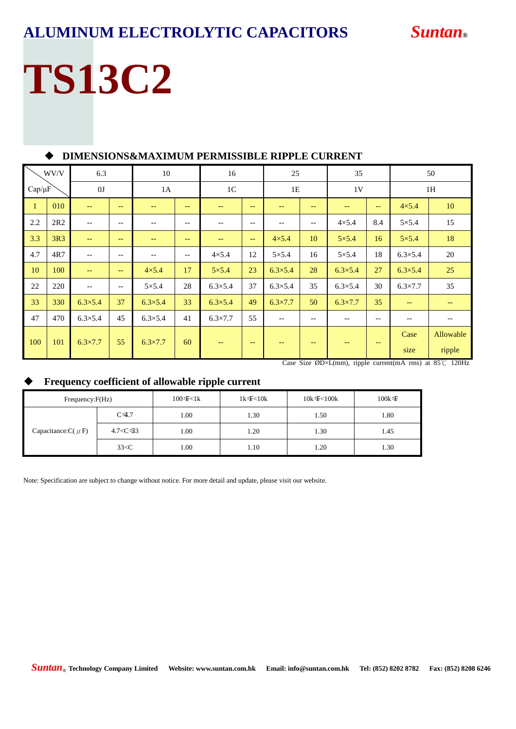# ALUMINUM ELECTROLYTIC CAPACITORS

*Suntan*®

# TS13C2

## ◆ DIMENSIONS&MAXIMUM PERMISSIBLE RIPPLE CURRENT

| WV/V | | 6.3 | | 10 | | 16 | | 25 | | 35 | | 50 | |
|---|---|---|---|---|---|---|---|---|---|---|---|---|---|
| Cap/μF | | 0J | | 1A | | 1C | | 1E | | 1V | | 1H | |
| 1 | 010 | -- | -- | -- | -- | -- | -- | -- | -- | -- | -- | 4×5.4 | 10 |
| 2.2 | 2R2 | -- | -- | -- | -- | -- | -- | -- | -- | 4×5.4 | 8.4 | 5×5.4 | 15 |
| 3.3 | 3R3 | -- | -- | -- | -- | -- | -- | 4×5.4 | 10 | 5×5.4 | 16 | 5×5.4 | 18 |
| 4.7 | 4R7 | -- | -- | -- | -- | 4×5.4 | 12 | 5×5.4 | 16 | 5×5.4 | 18 | 6.3×5.4 | 20 |
| 10 | 100 | -- | -- | 4×5.4 | 17 | 5×5.4 | 23 | 6.3×5.4 | 28 | 6.3×5.4 | 27 | 6.3×5.4 | 25 |
| 22 | 220 | -- | -- | 5×5.4 | 28 | 6.3×5.4 | 37 | 6.3×5.4 | 35 | 6.3×5.4 | 30 | 6.3×7.7 | 35 |
| 33 | 330 | 6.3×5.4 | 37 | 6.3×5.4 | 33 | 6.3×5.4 | 49 | 6.3×7.7 | 50 | 6.3×7.7 | 35 | -- | -- |
| 47 | 470 | 6.3×5.4 | 45 | 6.3×5.4 | 41 | 6.3×7.7 | 55 | -- | -- | -- | -- | -- | -- |
| 100 | 101 | 6.3×7.7 | 55 | 6.3×7.7 | 60 | -- | -- | -- | -- | -- | -- | Case size | Allowable ripple |

Case Size ØD×L(mm), ripple current(mA rms) at 85℃ 120Hz

## ◆ Frequency coefficient of allowable ripple current

| Frequency:F(Hz) | | 100≤F<1k | 1k≤F<10k | 10k≤F<100k | 100k≤F |
|---|---|---|---|---|---|
| Capacitance:C(μF) | C≤4.7 | 1.00 | 1.30 | 1.50 | 1.80 |
| | 4.7<C≤33 | 1.00 | 1.20 | 1.30 | 1.45 |
| | 33<C | 1.00 | 1.10 | 1.20 | 1.30 |

Note: Specification are subject to change without notice. For more detail and update, please visit our website.

*Suntan*® Technology Company Limited Website: www.suntan.com.hk Email: info@suntan.com.hk Tel: (852) 8202 8782 Fax: (852) 8208 6246